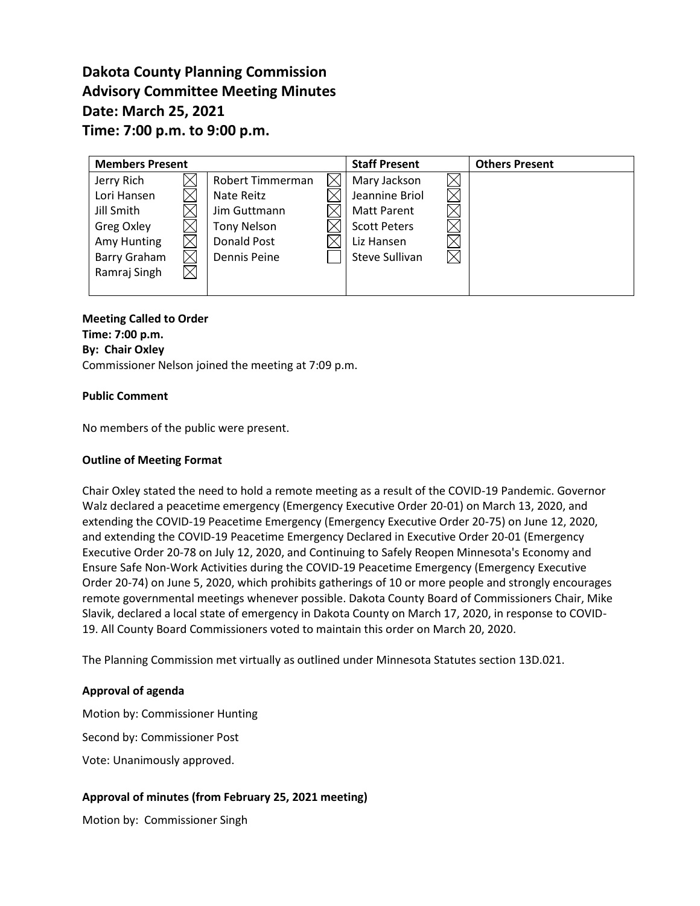# Dakota County Planning Commission
# Advisory Committee Meeting Minutes
# Date: March 25, 2021
# Time: 7:00 p.m. to 9:00 p.m.

| Members Present | | | | Staff Present | | Others Present |
|---|---|---|---|---|---|---|
| Jerry Rich | ☒ | Robert Timmerman | ☒ | Mary Jackson | ☒ | |
| Lori Hansen | ☒ | Nate Reitz | ☒ | Jeannine Briol | ☒ | |
| Jill Smith | ☒ | Jim Guttmann | ☒ | Matt Parent | ☒ | |
| Greg Oxley | ☒ | Tony Nelson | ☒ | Scott Peters | ☒ | |
| Amy Hunting | ☒ | Donald Post | ☒ | Liz Hansen | ☒ | |
| Barry Graham | ☒ | Dennis Peine | ☐ | Steve Sullivan | ☒ | |
| Ramraj Singh | ☒ | | | | | |

**Meeting Called to Order**
**Time: 7:00 p.m.**
**By: Chair Oxley**
Commissioner Nelson joined the meeting at 7:09 p.m.

**Public Comment**

No members of the public were present.

**Outline of Meeting Format**

Chair Oxley stated the need to hold a remote meeting as a result of the COVID-19 Pandemic. Governor Walz declared a peacetime emergency (Emergency Executive Order 20-01) on March 13, 2020, and extending the COVID-19 Peacetime Emergency (Emergency Executive Order 20-75) on June 12, 2020, and extending the COVID-19 Peacetime Emergency Declared in Executive Order 20-01 (Emergency Executive Order 20-78 on July 12, 2020, and Continuing to Safely Reopen Minnesota's Economy and Ensure Safe Non-Work Activities during the COVID-19 Peacetime Emergency (Emergency Executive Order 20-74) on June 5, 2020, which prohibits gatherings of 10 or more people and strongly encourages remote governmental meetings whenever possible. Dakota County Board of Commissioners Chair, Mike Slavik, declared a local state of emergency in Dakota County on March 17, 2020, in response to COVID-19. All County Board Commissioners voted to maintain this order on March 20, 2020.

The Planning Commission met virtually as outlined under Minnesota Statutes section 13D.021.

**Approval of agenda**

Motion by: Commissioner Hunting

Second by: Commissioner Post

Vote: Unanimously approved.

**Approval of minutes (from February 25, 2021 meeting)**

Motion by: Commissioner Singh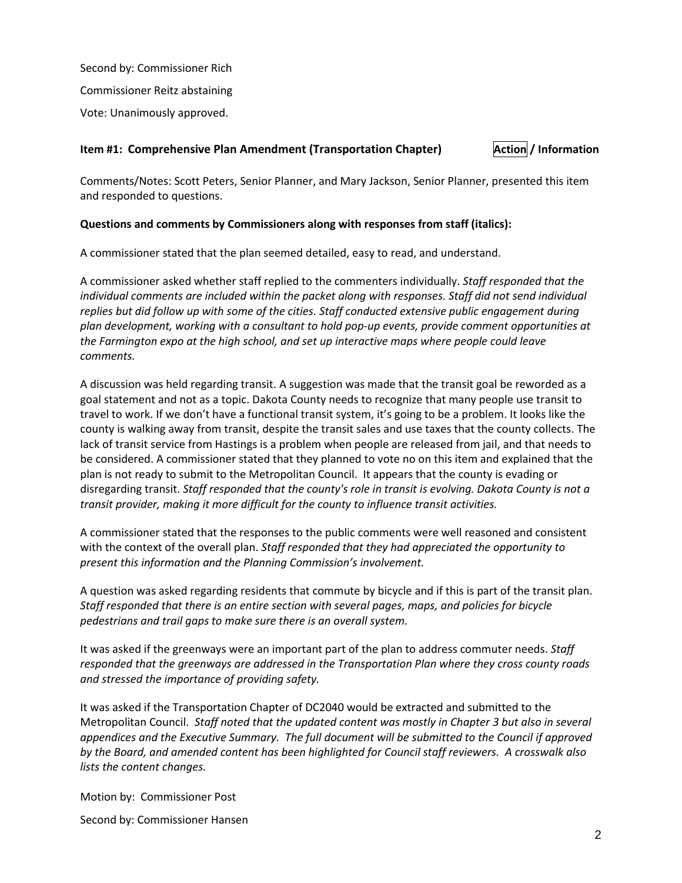Second by: Commissioner Rich

Commissioner Reitz abstaining

Vote: Unanimously approved.

**Item #1: Comprehensive Plan Amendment (Transportation Chapter)** **Action / Information**

Comments/Notes: Scott Peters, Senior Planner, and Mary Jackson, Senior Planner, presented this item and responded to questions.

**Questions and comments by Commissioners along with responses from staff (italics):**

A commissioner stated that the plan seemed detailed, easy to read, and understand.

A commissioner asked whether staff replied to the commenters individually. *Staff responded that the individual comments are included within the packet along with responses. Staff did not send individual replies but did follow up with some of the cities. Staff conducted extensive public engagement during plan development, working with a consultant to hold pop-up events, provide comment opportunities at the Farmington expo at the high school, and set up interactive maps where people could leave comments.*

A discussion was held regarding transit. A suggestion was made that the transit goal be reworded as a goal statement and not as a topic. Dakota County needs to recognize that many people use transit to travel to work. If we don't have a functional transit system, it's going to be a problem. It looks like the county is walking away from transit, despite the transit sales and use taxes that the county collects. The lack of transit service from Hastings is a problem when people are released from jail, and that needs to be considered. A commissioner stated that they planned to vote no on this item and explained that the plan is not ready to submit to the Metropolitan Council. It appears that the county is evading or disregarding transit. *Staff responded that the county's role in transit is evolving. Dakota County is not a transit provider, making it more difficult for the county to influence transit activities.*

A commissioner stated that the responses to the public comments were well reasoned and consistent with the context of the overall plan. *Staff responded that they had appreciated the opportunity to present this information and the Planning Commission's involvement.*

A question was asked regarding residents that commute by bicycle and if this is part of the transit plan. *Staff responded that there is an entire section with several pages, maps, and policies for bicycle pedestrians and trail gaps to make sure there is an overall system.*

It was asked if the greenways were an important part of the plan to address commuter needs. *Staff responded that the greenways are addressed in the Transportation Plan where they cross county roads and stressed the importance of providing safety.*

It was asked if the Transportation Chapter of DC2040 would be extracted and submitted to the Metropolitan Council. *Staff noted that the updated content was mostly in Chapter 3 but also in several appendices and the Executive Summary. The full document will be submitted to the Council if approved by the Board, and amended content has been highlighted for Council staff reviewers. A crosswalk also lists the content changes.*

Motion by: Commissioner Post

Second by: Commissioner Hansen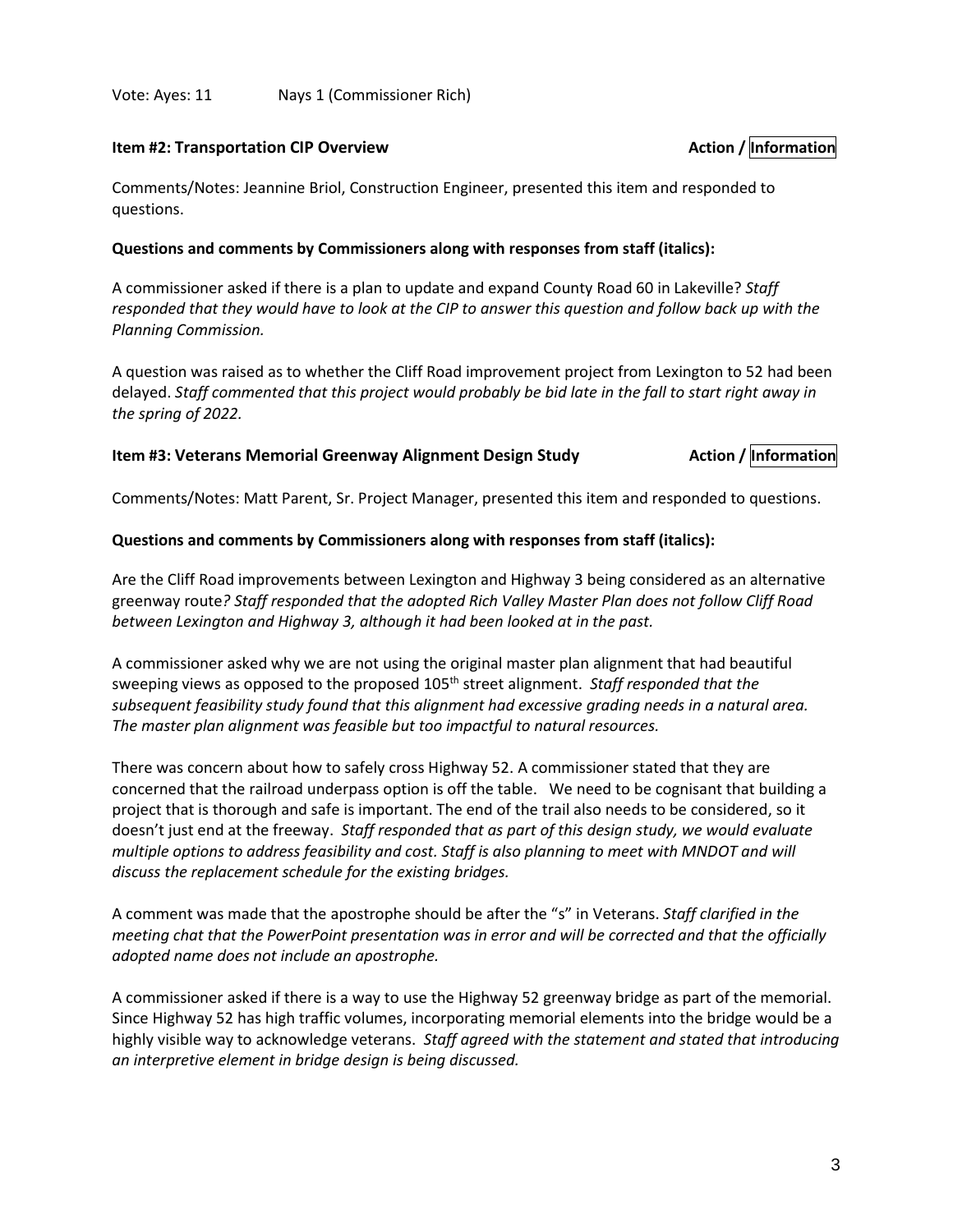Vote: Ayes: 11 Nays 1 (Commissioner Rich)

**Item #2: Transportation CIP Overview** **Action / Information**

Comments/Notes: Jeannine Briol, Construction Engineer, presented this item and responded to questions.

**Questions and comments by Commissioners along with responses from staff (italics):**

A commissioner asked if there is a plan to update and expand County Road 60 in Lakeville? *Staff responded that they would have to look at the CIP to answer this question and follow back up with the Planning Commission.*

A question was raised as to whether the Cliff Road improvement project from Lexington to 52 had been delayed. *Staff commented that this project would probably be bid late in the fall to start right away in the spring of 2022.*

**Item #3: Veterans Memorial Greenway Alignment Design Study** **Action / Information**

Comments/Notes: Matt Parent, Sr. Project Manager, presented this item and responded to questions.

**Questions and comments by Commissioners along with responses from staff (italics):**

Are the Cliff Road improvements between Lexington and Highway 3 being considered as an alternative greenway route*? Staff responded that the adopted Rich Valley Master Plan does not follow Cliff Road between Lexington and Highway 3, although it had been looked at in the past.*

A commissioner asked why we are not using the original master plan alignment that had beautiful sweeping views as opposed to the proposed 105th street alignment. *Staff responded that the subsequent feasibility study found that this alignment had excessive grading needs in a natural area. The master plan alignment was feasible but too impactful to natural resources.*

There was concern about how to safely cross Highway 52. A commissioner stated that they are concerned that the railroad underpass option is off the table. We need to be cognisant that building a project that is thorough and safe is important. The end of the trail also needs to be considered, so it doesn't just end at the freeway. *Staff responded that as part of this design study, we would evaluate multiple options to address feasibility and cost. Staff is also planning to meet with MNDOT and will discuss the replacement schedule for the existing bridges.*

A comment was made that the apostrophe should be after the "s" in Veterans. *Staff clarified in the meeting chat that the PowerPoint presentation was in error and will be corrected and that the officially adopted name does not include an apostrophe.*

A commissioner asked if there is a way to use the Highway 52 greenway bridge as part of the memorial. Since Highway 52 has high traffic volumes, incorporating memorial elements into the bridge would be a highly visible way to acknowledge veterans. *Staff agreed with the statement and stated that introducing an interpretive element in bridge design is being discussed.*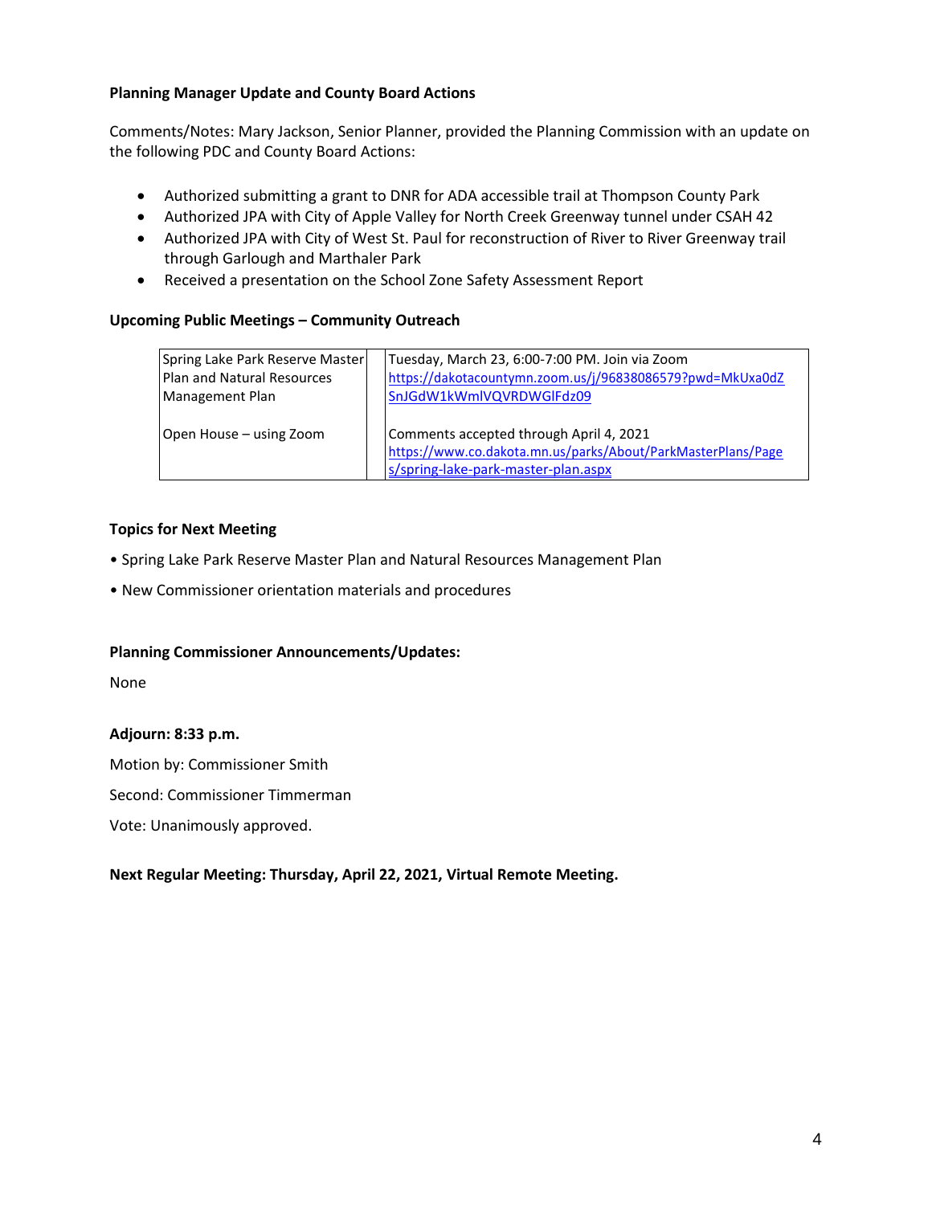**Planning Manager Update and County Board Actions**

Comments/Notes: Mary Jackson, Senior Planner, provided the Planning Commission with an update on the following PDC and County Board Actions:

- Authorized submitting a grant to DNR for ADA accessible trail at Thompson County Park
- Authorized JPA with City of Apple Valley for North Creek Greenway tunnel under CSAH 42
- Authorized JPA with City of West St. Paul for reconstruction of River to River Greenway trail through Garlough and Marthaler Park
- Received a presentation on the School Zone Safety Assessment Report

**Upcoming Public Meetings – Community Outreach**

| | |
|---|---|
| Spring Lake Park Reserve Master Plan and Natural Resources Management Plan<br><br>Open House – using Zoom | Tuesday, March 23, 6:00-7:00 PM. Join via Zoom https://dakotacountymn.zoom.us/j/96838086579?pwd=MkUxa0dZSnJGdW1kWmlVQVRDWGlFdz09<br><br>Comments accepted through April 4, 2021 https://www.co.dakota.mn.us/parks/About/ParkMasterPlans/Pages/spring-lake-park-master-plan.aspx |

**Topics for Next Meeting**

- Spring Lake Park Reserve Master Plan and Natural Resources Management Plan
- New Commissioner orientation materials and procedures

**Planning Commissioner Announcements/Updates:**

None

**Adjourn: 8:33 p.m.**

Motion by: Commissioner Smith

Second: Commissioner Timmerman

Vote: Unanimously approved.

**Next Regular Meeting: Thursday, April 22, 2021, Virtual Remote Meeting.**